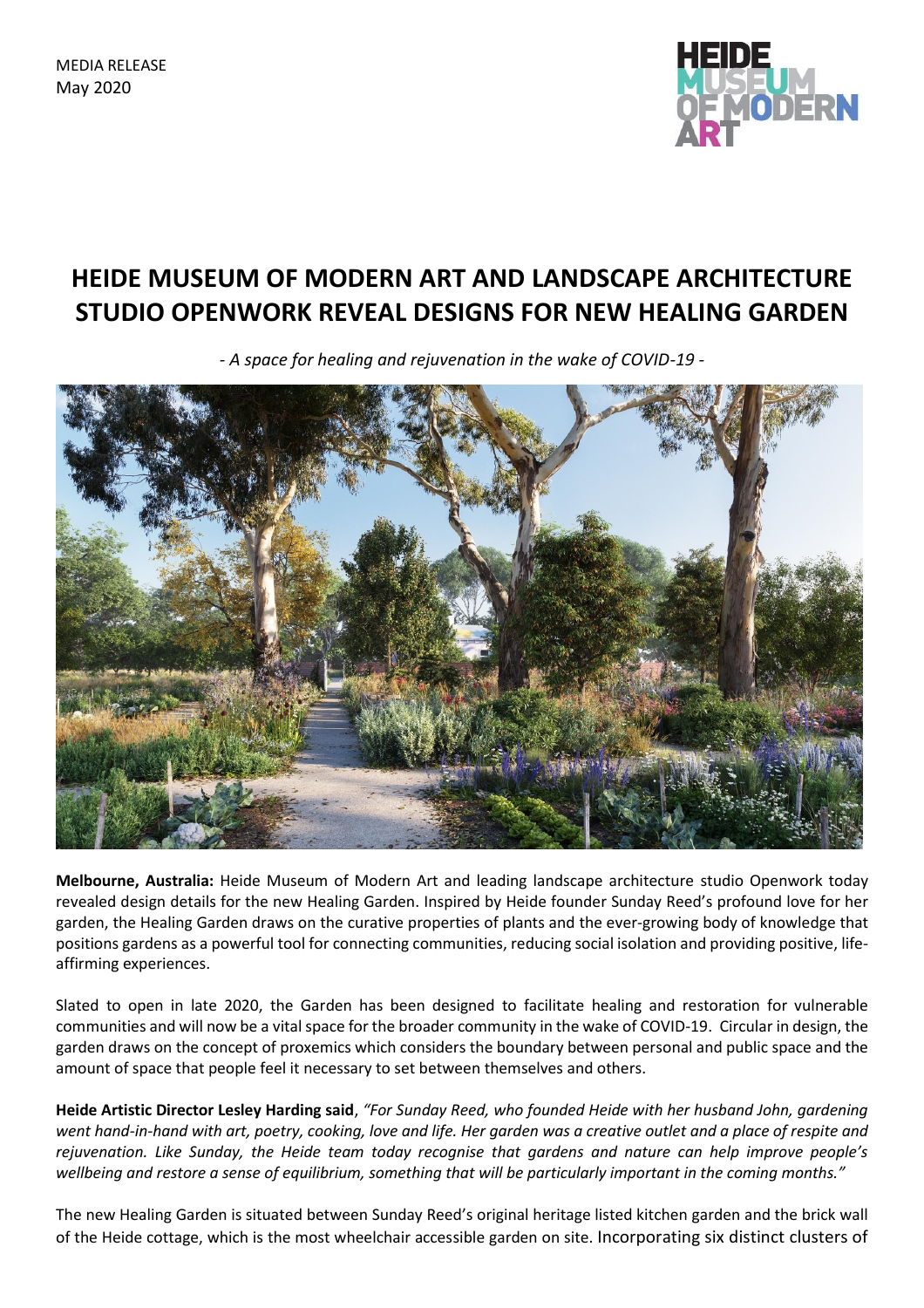MEDIA RELEASE
May 2020

# HEIDE MUSEUM OF MODERN ART AND LANDSCAPE ARCHITECTURE STUDIO OPENWORK REVEAL DESIGNS FOR NEW HEALING GARDEN

*- A space for healing and rejuvenation in the wake of COVID-19 -*

**Melbourne, Australia:** Heide Museum of Modern Art and leading landscape architecture studio Openwork today revealed design details for the new Healing Garden. Inspired by Heide founder Sunday Reed's profound love for her garden, the Healing Garden draws on the curative properties of plants and the ever-growing body of knowledge that positions gardens as a powerful tool for connecting communities, reducing social isolation and providing positive, life-affirming experiences.

Slated to open in late 2020, the Garden has been designed to facilitate healing and restoration for vulnerable communities and will now be a vital space for the broader community in the wake of COVID-19. Circular in design, the garden draws on the concept of proxemics which considers the boundary between personal and public space and the amount of space that people feel it necessary to set between themselves and others.

**Heide Artistic Director Lesley Harding said**, *"For Sunday Reed, who founded Heide with her husband John, gardening went hand-in-hand with art, poetry, cooking, love and life. Her garden was a creative outlet and a place of respite and rejuvenation. Like Sunday, the Heide team today recognise that gardens and nature can help improve people's wellbeing and restore a sense of equilibrium, something that will be particularly important in the coming months."*

The new Healing Garden is situated between Sunday Reed's original heritage listed kitchen garden and the brick wall of the Heide cottage, which is the most wheelchair accessible garden on site. Incorporating six distinct clusters of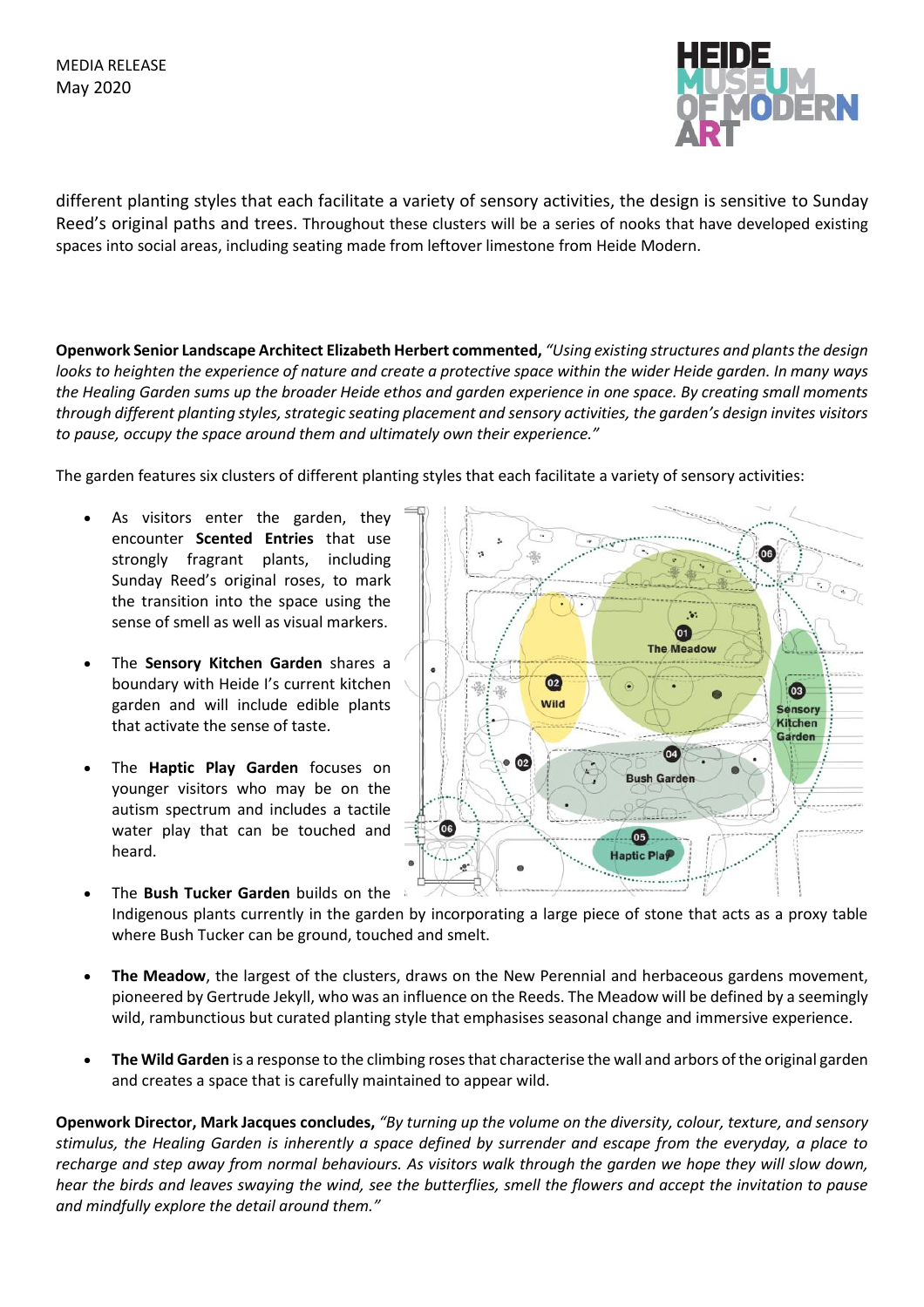different planting styles that each facilitate a variety of sensory activities, the design is sensitive to Sunday Reed's original paths and trees. Throughout these clusters will be a series of nooks that have developed existing spaces into social areas, including seating made from leftover limestone from Heide Modern.

**Openwork Senior Landscape Architect Elizabeth Herbert commented,** *"Using existing structures and plants the design looks to heighten the experience of nature and create a protective space within the wider Heide garden. In many ways the Healing Garden sums up the broader Heide ethos and garden experience in one space. By creating small moments through different planting styles, strategic seating placement and sensory activities, the garden's design invites visitors to pause, occupy the space around them and ultimately own their experience."*

The garden features six clusters of different planting styles that each facilitate a variety of sensory activities:

- As visitors enter the garden, they encounter **Scented Entries** that use strongly fragrant plants, including Sunday Reed's original roses, to mark the transition into the space using the sense of smell as well as visual markers.
- The **Sensory Kitchen Garden** shares a boundary with Heide I's current kitchen garden and will include edible plants that activate the sense of taste.
- The **Haptic Play Garden** focuses on younger visitors who may be on the autism spectrum and includes a tactile water play that can be touched and heard.
- The **Bush Tucker Garden** builds on the Indigenous plants currently in the garden by incorporating a large piece of stone that acts as a proxy table where Bush Tucker can be ground, touched and smelt.
- **The Meadow**, the largest of the clusters, draws on the New Perennial and herbaceous gardens movement, pioneered by Gertrude Jekyll, who was an influence on the Reeds. The Meadow will be defined by a seemingly wild, rambunctious but curated planting style that emphasises seasonal change and immersive experience.
- **The Wild Garden** is a response to the climbing roses that characterise the wall and arbors of the original garden and creates a space that is carefully maintained to appear wild.

**Openwork Director, Mark Jacques concludes,** *"By turning up the volume on the diversity, colour, texture, and sensory stimulus, the Healing Garden is inherently a space defined by surrender and escape from the everyday, a place to recharge and step away from normal behaviours. As visitors walk through the garden we hope they will slow down, hear the birds and leaves swaying the wind, see the butterflies, smell the flowers and accept the invitation to pause and mindfully explore the detail around them."*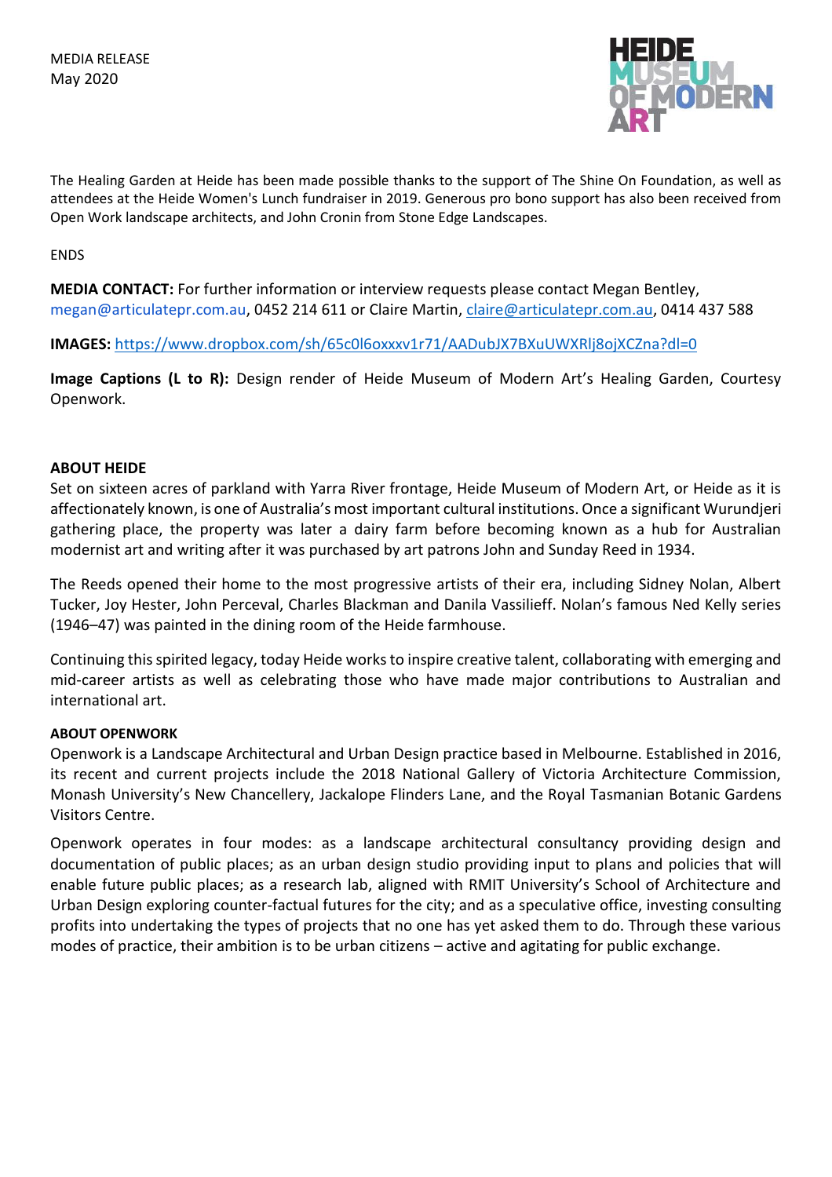MEDIA RELEASE
May 2020

The Healing Garden at Heide has been made possible thanks to the support of The Shine On Foundation, as well as attendees at the Heide Women's Lunch fundraiser in 2019. Generous pro bono support has also been received from Open Work landscape architects, and John Cronin from Stone Edge Landscapes.

ENDS

**MEDIA CONTACT:** For further information or interview requests please contact Megan Bentley, megan@articulatepr.com.au, 0452 214 611 or Claire Martin, claire@articulatepr.com.au, 0414 437 588

**IMAGES:** https://www.dropbox.com/sh/65c0l6oxxxv1r71/AADubJX7BXuUWXRlj8ojXCZna?dl=0

**Image Captions (L to R):** Design render of Heide Museum of Modern Art's Healing Garden, Courtesy Openwork.

## ABOUT HEIDE

Set on sixteen acres of parkland with Yarra River frontage, Heide Museum of Modern Art, or Heide as it is affectionately known, is one of Australia's most important cultural institutions. Once a significant Wurundjeri gathering place, the property was later a dairy farm before becoming known as a hub for Australian modernist art and writing after it was purchased by art patrons John and Sunday Reed in 1934.

The Reeds opened their home to the most progressive artists of their era, including Sidney Nolan, Albert Tucker, Joy Hester, John Perceval, Charles Blackman and Danila Vassilieff. Nolan's famous Ned Kelly series (1946–47) was painted in the dining room of the Heide farmhouse.

Continuing this spirited legacy, today Heide works to inspire creative talent, collaborating with emerging and mid-career artists as well as celebrating those who have made major contributions to Australian and international art.

## ABOUT OPENWORK

Openwork is a Landscape Architectural and Urban Design practice based in Melbourne. Established in 2016, its recent and current projects include the 2018 National Gallery of Victoria Architecture Commission, Monash University's New Chancellery, Jackalope Flinders Lane, and the Royal Tasmanian Botanic Gardens Visitors Centre.

Openwork operates in four modes: as a landscape architectural consultancy providing design and documentation of public places; as an urban design studio providing input to plans and policies that will enable future public places; as a research lab, aligned with RMIT University's School of Architecture and Urban Design exploring counter-factual futures for the city; and as a speculative office, investing consulting profits into undertaking the types of projects that no one has yet asked them to do. Through these various modes of practice, their ambition is to be urban citizens – active and agitating for public exchange.